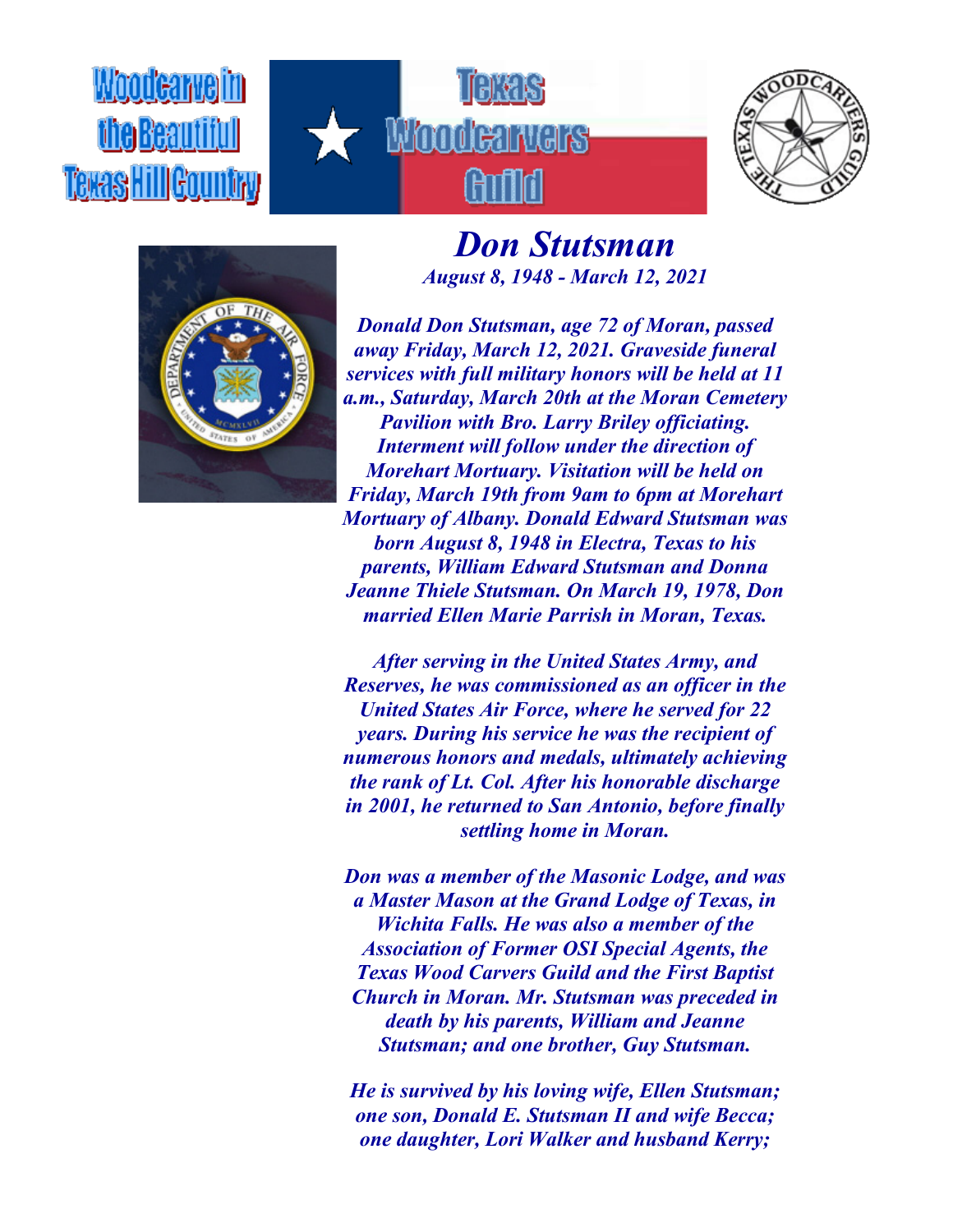Woodcarve in the Beautiful Texas Hill Country

Texas Woodcarvers Guild

# *Don Stutsman*

***August 8, 1948 - March 12, 2021***

***Donald Don Stutsman, age 72 of Moran, passed away Friday, March 12, 2021. Graveside funeral services with full military honors will be held at 11 a.m., Saturday, March 20th at the Moran Cemetery Pavilion with Bro. Larry Briley officiating. Interment will follow under the direction of Morehart Mortuary. Visitation will be held on Friday, March 19th from 9am to 6pm at Morehart Mortuary of Albany. Donald Edward Stutsman was born August 8, 1948 in Electra, Texas to his parents, William Edward Stutsman and Donna Jeanne Thiele Stutsman. On March 19, 1978, Don married Ellen Marie Parrish in Moran, Texas.***

***After serving in the United States Army, and Reserves, he was commissioned as an officer in the United States Air Force, where he served for 22 years. During his service he was the recipient of numerous honors and medals, ultimately achieving the rank of Lt. Col. After his honorable discharge in 2001, he returned to San Antonio, before finally settling home in Moran.***

***Don was a member of the Masonic Lodge, and was a Master Mason at the Grand Lodge of Texas, in Wichita Falls. He was also a member of the Association of Former OSI Special Agents, the Texas Wood Carvers Guild and the First Baptist Church in Moran. Mr. Stutsman was preceded in death by his parents, William and Jeanne Stutsman; and one brother, Guy Stutsman.***

***He is survived by his loving wife, Ellen Stutsman; one son, Donald E. Stutsman II and wife Becca; one daughter, Lori Walker and husband Kerry;***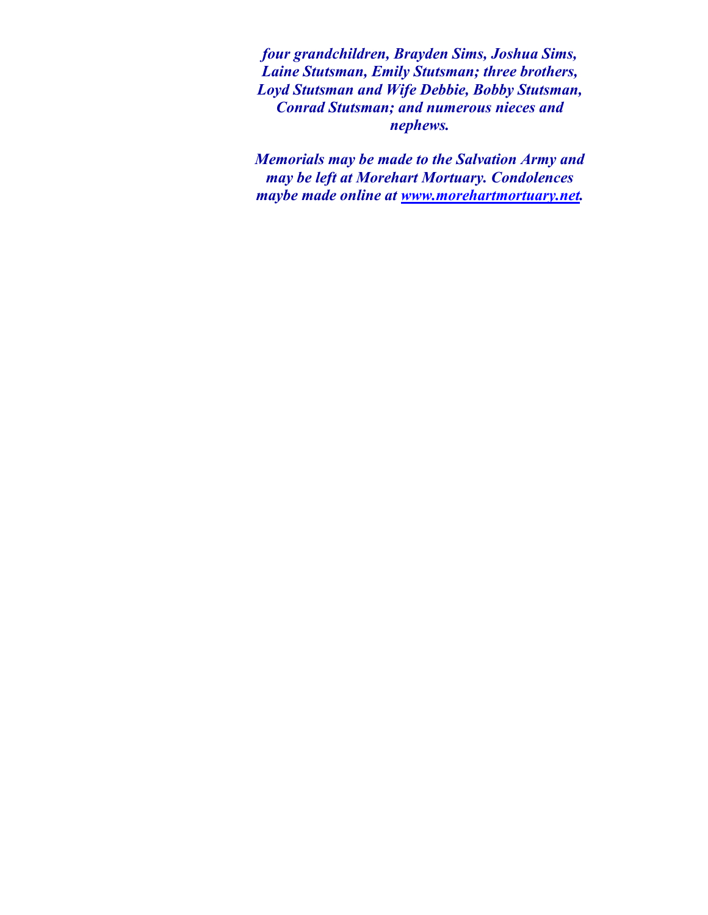*four grandchildren, Brayden Sims, Joshua Sims, Laine Stutsman, Emily Stutsman; three brothers, Loyd Stutsman and Wife Debbie, Bobby Stutsman, Conrad Stutsman; and numerous nieces and nephews.*

*Memorials may be made to the Salvation Army and may be left at Morehart Mortuary. Condolences maybe made online at www.morehartmortuary.net.*